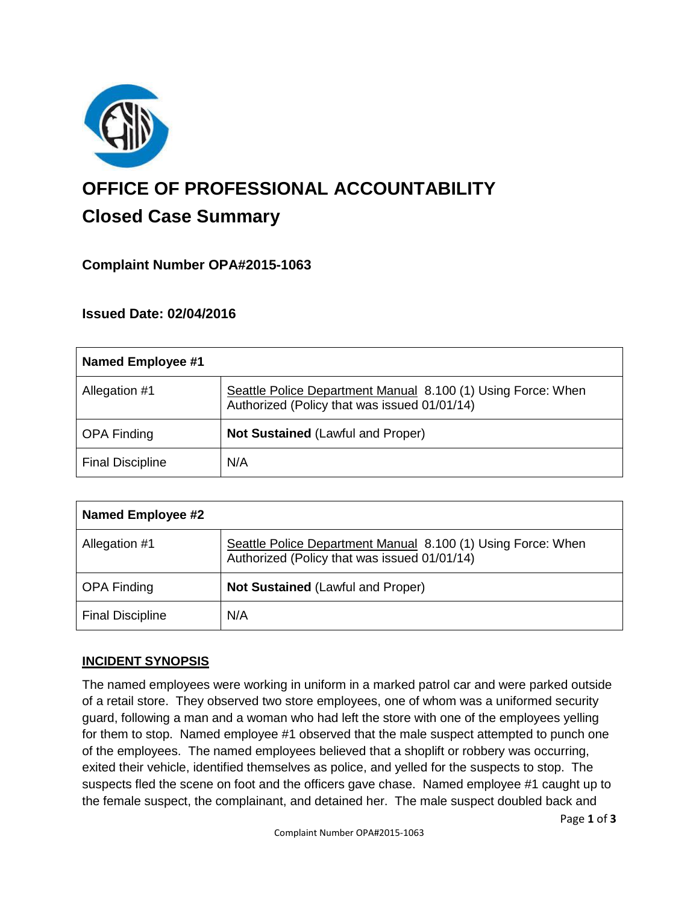# OFFICE OF PROFESSIONAL ACCOUNTABILITY

## Closed Case Summary

### Complaint Number OPA#2015-1063

### Issued Date: 02/04/2016

| **Named Employee #1** | |
|---|---|
| Allegation #1 | Seattle Police Department Manual 8.100 (1) Using Force: When Authorized (Policy that was issued 01/01/14) |
| OPA Finding | **Not Sustained** (Lawful and Proper) |
| Final Discipline | N/A |

| **Named Employee #2** | |
|---|---|
| Allegation #1 | Seattle Police Department Manual 8.100 (1) Using Force: When Authorized (Policy that was issued 01/01/14) |
| OPA Finding | **Not Sustained** (Lawful and Proper) |
| Final Discipline | N/A |

**INCIDENT SYNOPSIS**

The named employees were working in uniform in a marked patrol car and were parked outside of a retail store. They observed two store employees, one of whom was a uniformed security guard, following a man and a woman who had left the store with one of the employees yelling for them to stop. Named employee #1 observed that the male suspect attempted to punch one of the employees. The named employees believed that a shoplift or robbery was occurring, exited their vehicle, identified themselves as police, and yelled for the suspects to stop. The suspects fled the scene on foot and the officers gave chase. Named employee #1 caught up to the female suspect, the complainant, and detained her. The male suspect doubled back and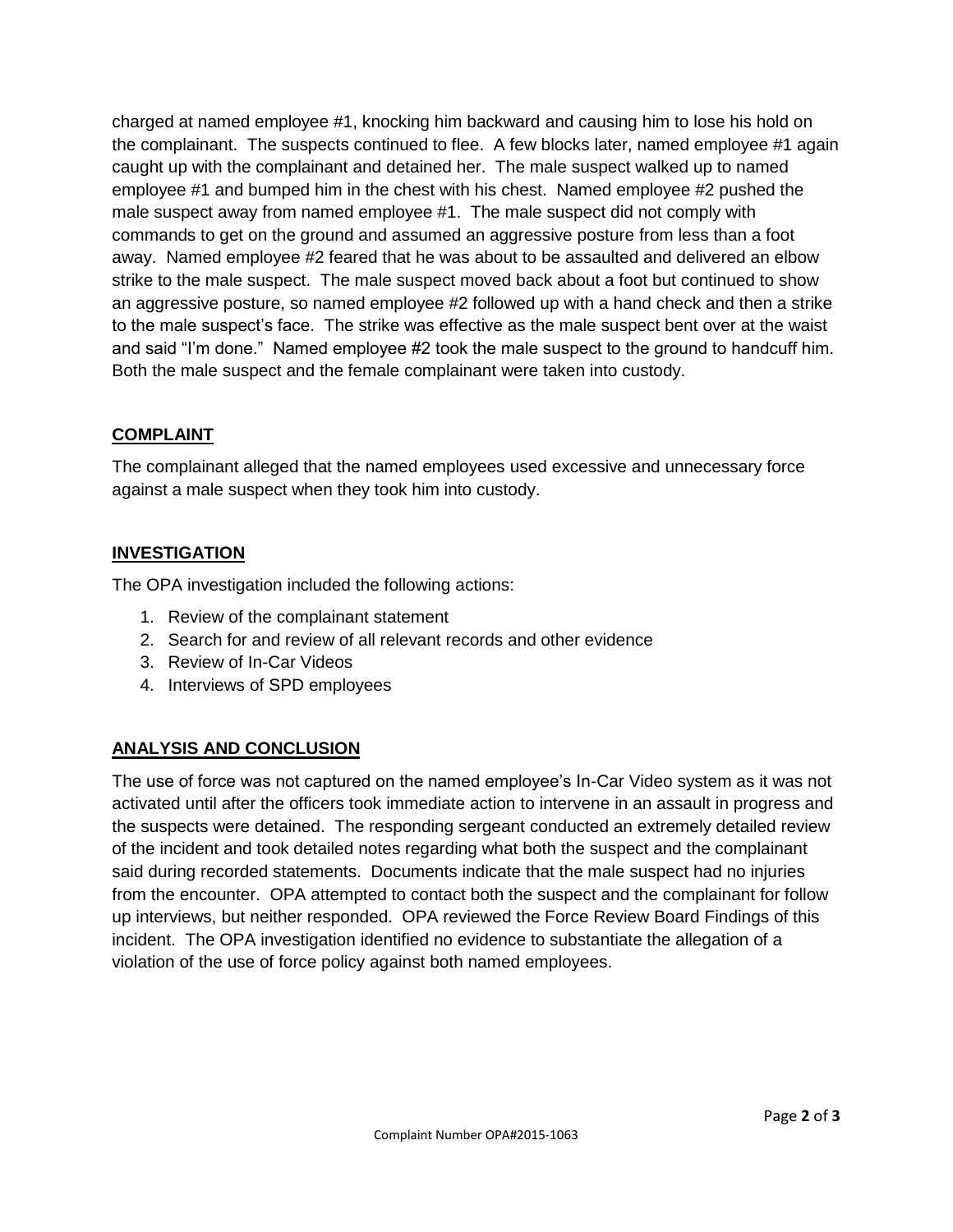charged at named employee #1, knocking him backward and causing him to lose his hold on the complainant. The suspects continued to flee. A few blocks later, named employee #1 again caught up with the complainant and detained her. The male suspect walked up to named employee #1 and bumped him in the chest with his chest. Named employee #2 pushed the male suspect away from named employee #1. The male suspect did not comply with commands to get on the ground and assumed an aggressive posture from less than a foot away. Named employee #2 feared that he was about to be assaulted and delivered an elbow strike to the male suspect. The male suspect moved back about a foot but continued to show an aggressive posture, so named employee #2 followed up with a hand check and then a strike to the male suspect's face. The strike was effective as the male suspect bent over at the waist and said "I'm done." Named employee #2 took the male suspect to the ground to handcuff him. Both the male suspect and the female complainant were taken into custody.

## COMPLAINT

The complainant alleged that the named employees used excessive and unnecessary force against a male suspect when they took him into custody.

## INVESTIGATION

The OPA investigation included the following actions:

1. Review of the complainant statement
2. Search for and review of all relevant records and other evidence
3. Review of In-Car Videos
4. Interviews of SPD employees

## ANALYSIS AND CONCLUSION

The use of force was not captured on the named employee's In-Car Video system as it was not activated until after the officers took immediate action to intervene in an assault in progress and the suspects were detained. The responding sergeant conducted an extremely detailed review of the incident and took detailed notes regarding what both the suspect and the complainant said during recorded statements. Documents indicate that the male suspect had no injuries from the encounter. OPA attempted to contact both the suspect and the complainant for follow up interviews, but neither responded. OPA reviewed the Force Review Board Findings of this incident. The OPA investigation identified no evidence to substantiate the allegation of a violation of the use of force policy against both named employees.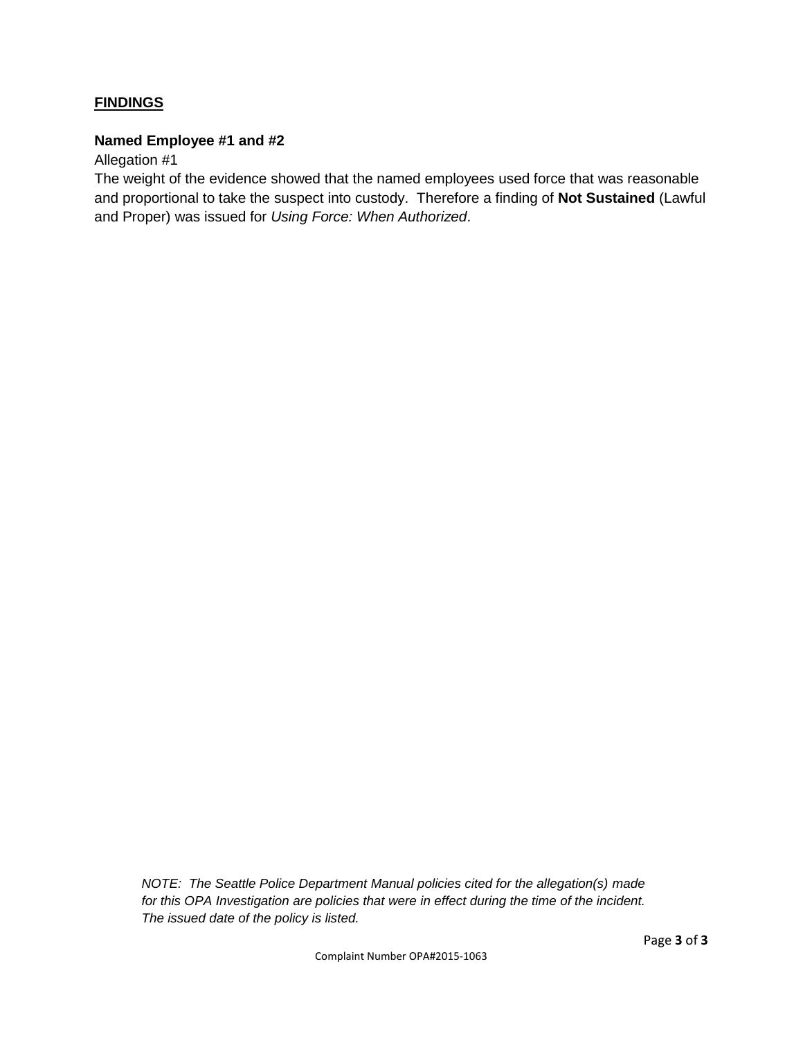## FINDINGS

### Named Employee #1 and #2

Allegation #1

The weight of the evidence showed that the named employees used force that was reasonable and proportional to take the suspect into custody. Therefore a finding of **Not Sustained** (Lawful and Proper) was issued for *Using Force: When Authorized*.

*NOTE: The Seattle Police Department Manual policies cited for the allegation(s) made for this OPA Investigation are policies that were in effect during the time of the incident. The issued date of the policy is listed.*